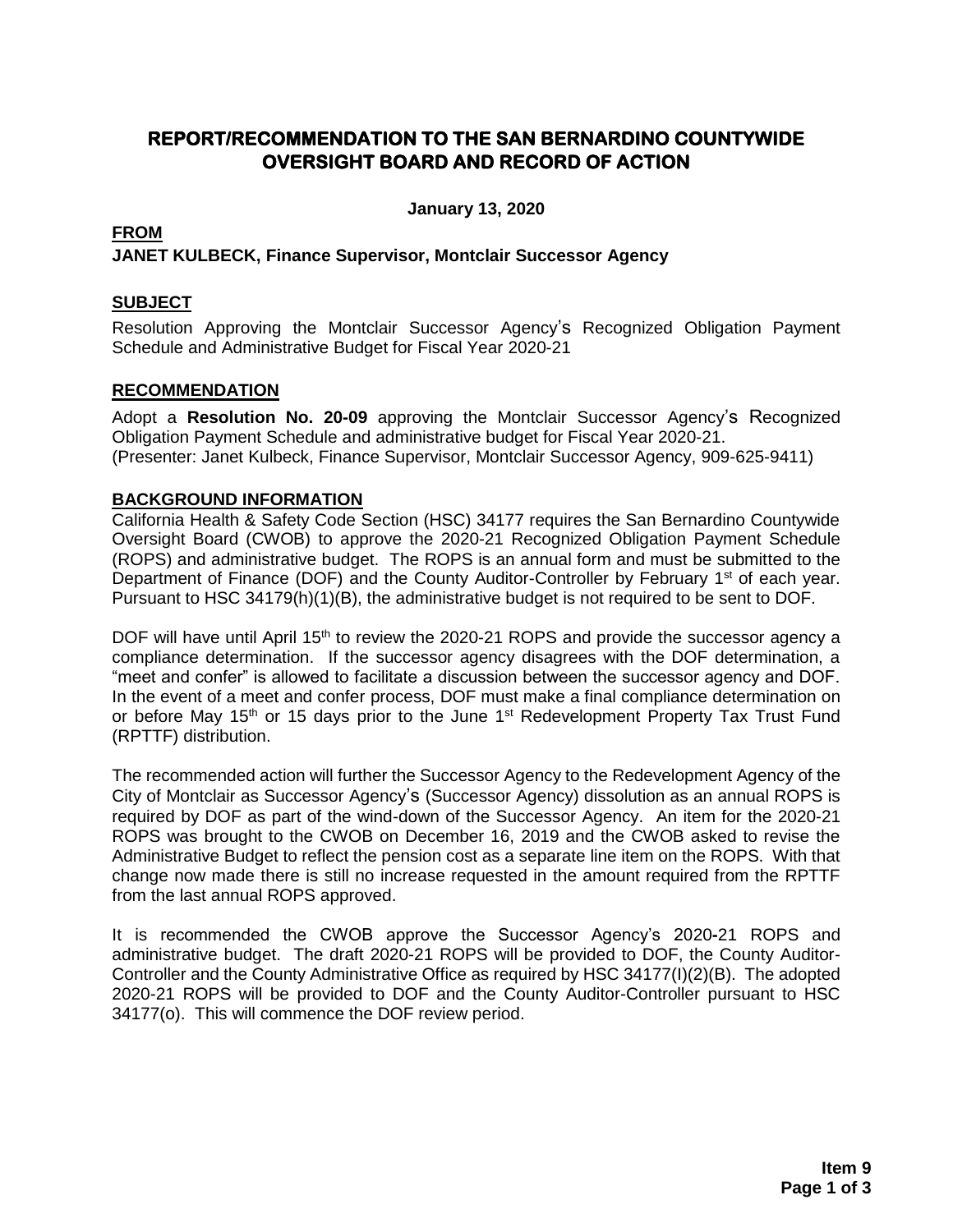# REPORT/RECOMMENDATION TO THE SAN BERNARDINO COUNTYWIDE OVERSIGHT BOARD AND RECORD OF ACTION

**January 13, 2020**

## FROM

**JANET KULBECK, Finance Supervisor, Montclair Successor Agency**

## SUBJECT

Resolution Approving the Montclair Successor Agency's Recognized Obligation Payment Schedule and Administrative Budget for Fiscal Year 2020-21

## RECOMMENDATION

Adopt a **Resolution No. 20-09** approving the Montclair Successor Agency's Recognized Obligation Payment Schedule and administrative budget for Fiscal Year 2020-21.
(Presenter: Janet Kulbeck, Finance Supervisor, Montclair Successor Agency, 909-625-9411)

## BACKGROUND INFORMATION

California Health & Safety Code Section (HSC) 34177 requires the San Bernardino Countywide Oversight Board (CWOB) to approve the 2020-21 Recognized Obligation Payment Schedule (ROPS) and administrative budget. The ROPS is an annual form and must be submitted to the Department of Finance (DOF) and the County Auditor-Controller by February 1st of each year. Pursuant to HSC 34179(h)(1)(B), the administrative budget is not required to be sent to DOF.

DOF will have until April 15th to review the 2020-21 ROPS and provide the successor agency a compliance determination. If the successor agency disagrees with the DOF determination, a "meet and confer" is allowed to facilitate a discussion between the successor agency and DOF. In the event of a meet and confer process, DOF must make a final compliance determination on or before May 15th or 15 days prior to the June 1st Redevelopment Property Tax Trust Fund (RPTTF) distribution.

The recommended action will further the Successor Agency to the Redevelopment Agency of the City of Montclair as Successor Agency's (Successor Agency) dissolution as an annual ROPS is required by DOF as part of the wind-down of the Successor Agency. An item for the 2020-21 ROPS was brought to the CWOB on December 16, 2019 and the CWOB asked to revise the Administrative Budget to reflect the pension cost as a separate line item on the ROPS. With that change now made there is still no increase requested in the amount required from the RPTTF from the last annual ROPS approved.

It is recommended the CWOB approve the Successor Agency's 2020-21 ROPS and administrative budget. The draft 2020-21 ROPS will be provided to DOF, the County Auditor-Controller and the County Administrative Office as required by HSC 34177(I)(2)(B). The adopted 2020-21 ROPS will be provided to DOF and the County Auditor-Controller pursuant to HSC 34177(o). This will commence the DOF review period.

**Item 9**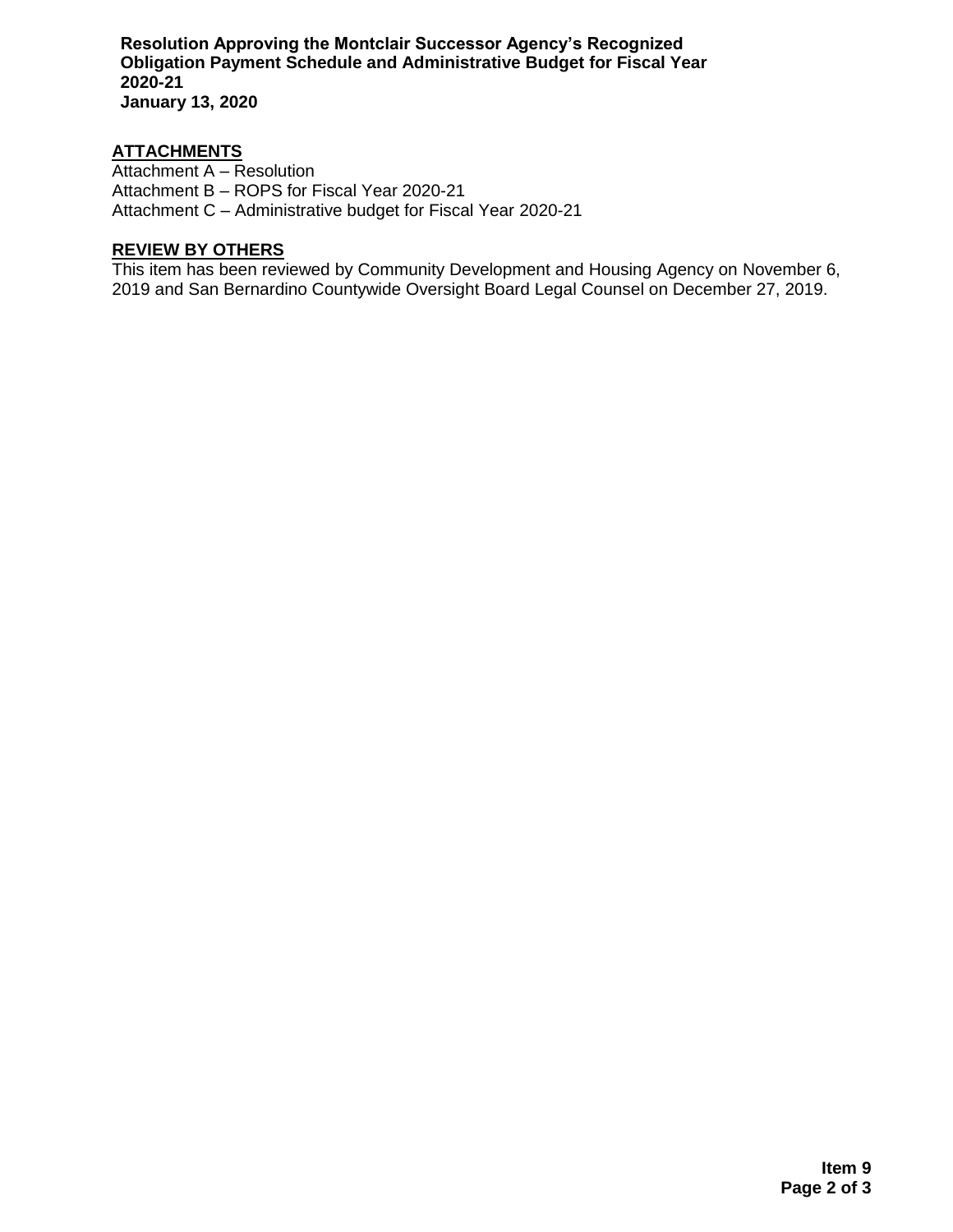## ATTACHMENTS

Attachment A – Resolution
Attachment B – ROPS for Fiscal Year 2020-21
Attachment C – Administrative budget for Fiscal Year 2020-21

## REVIEW BY OTHERS

This item has been reviewed by Community Development and Housing Agency on November 6, 2019 and San Bernardino Countywide Oversight Board Legal Counsel on December 27, 2019.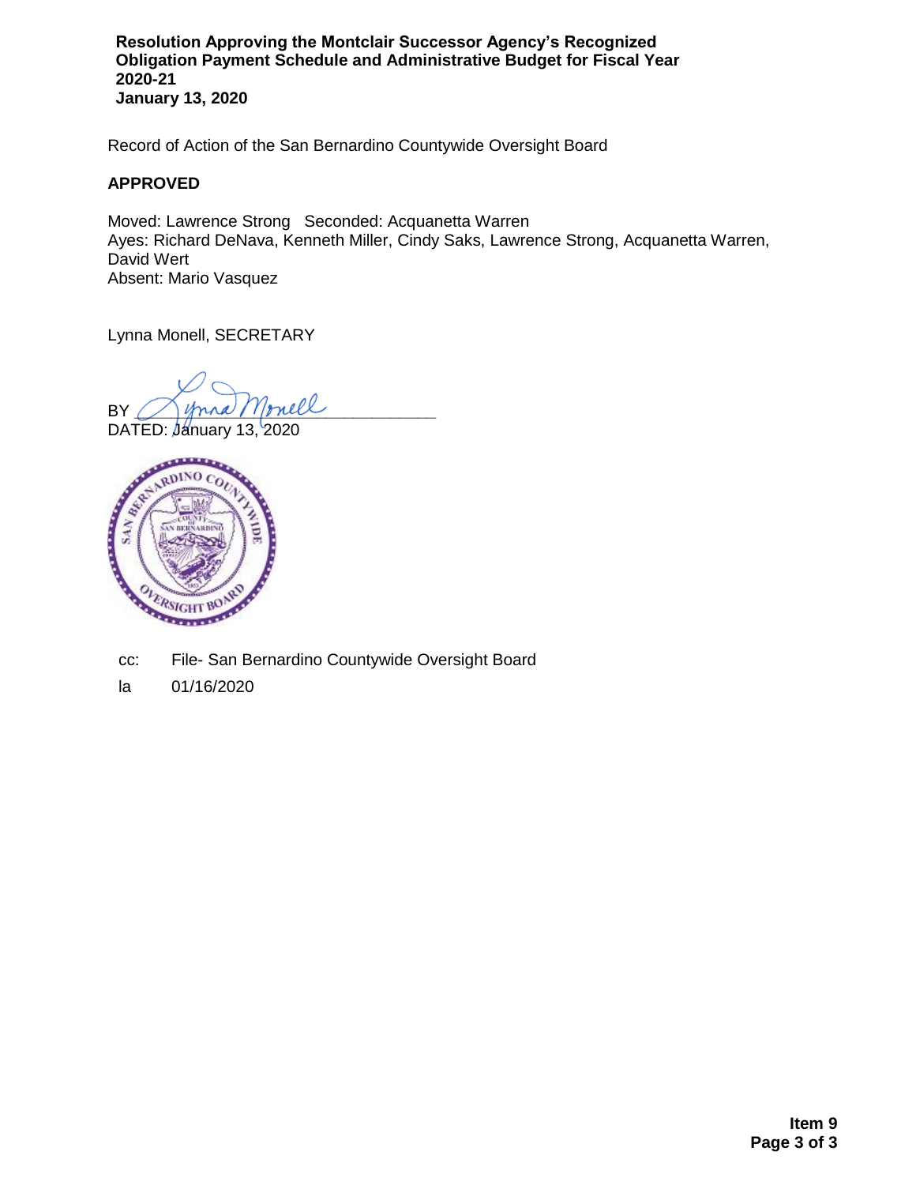**Resolution Approving the Montclair Successor Agency's Recognized Obligation Payment Schedule and Administrative Budget for Fiscal Year 2020-21**
**January 13, 2020**

Record of Action of the San Bernardino Countywide Oversight Board

**APPROVED**

Moved: Lawrence Strong   Seconded: Acquanetta Warren
Ayes: Richard DeNava, Kenneth Miller, Cindy Saks, Lawrence Strong, Acquanetta Warren, David Wert
Absent: Mario Vasquez

Lynna Monell, SECRETARY

BY ______________________________
DATED: January 13, 2020

cc: File- San Bernardino Countywide Oversight Board

la 01/16/2020

**Item 9**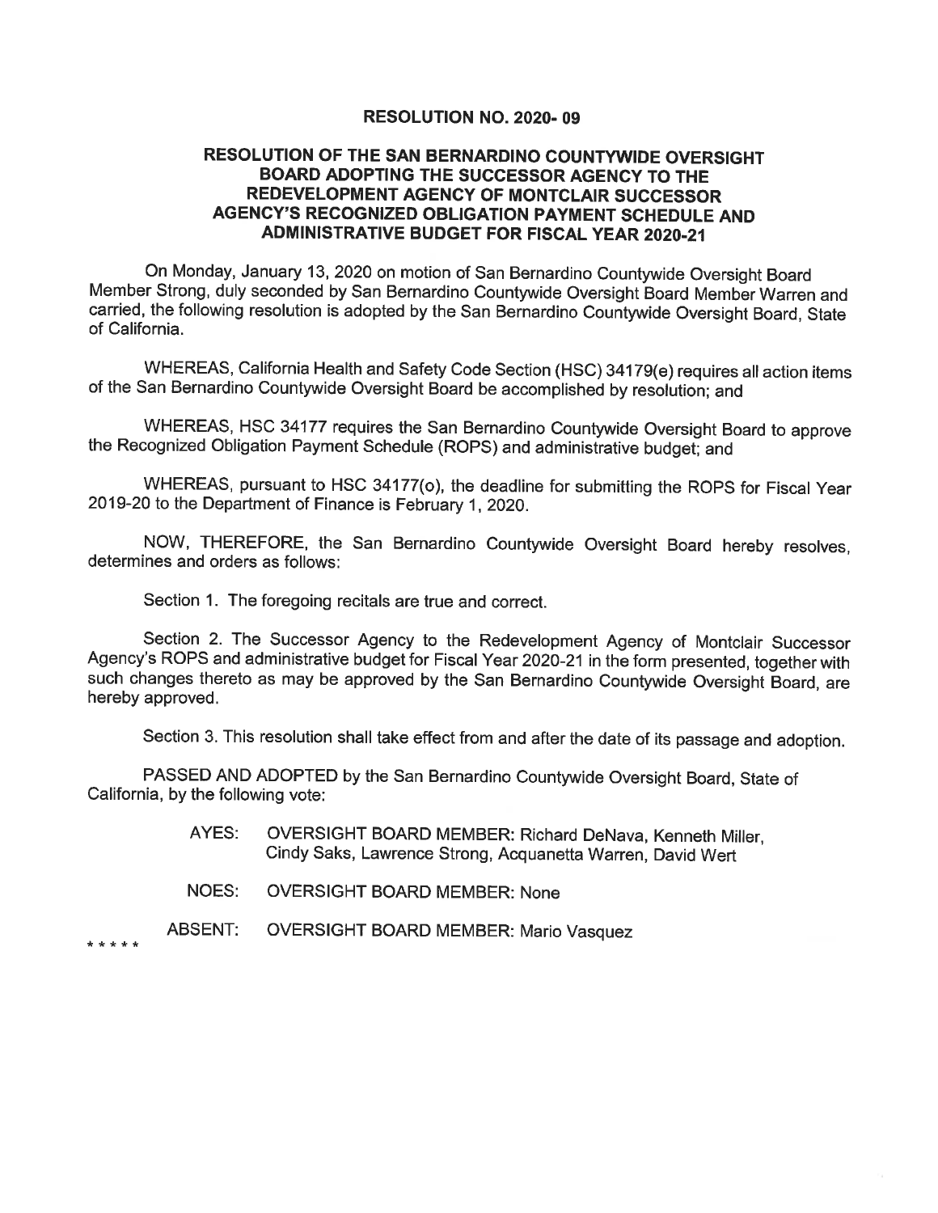**RESOLUTION NO. 2020- 09**

**RESOLUTION OF THE SAN BERNARDINO COUNTYWIDE OVERSIGHT BOARD ADOPTING THE SUCCESSOR AGENCY TO THE REDEVELOPMENT AGENCY OF MONTCLAIR SUCCESSOR AGENCY'S RECOGNIZED OBLIGATION PAYMENT SCHEDULE AND ADMINISTRATIVE BUDGET FOR FISCAL YEAR 2020-21**

On Monday, January 13, 2020 on motion of San Bernardino Countywide Oversight Board Member Strong, duly seconded by San Bernardino Countywide Oversight Board Member Warren and carried, the following resolution is adopted by the San Bernardino Countywide Oversight Board, State of California.

WHEREAS, California Health and Safety Code Section (HSC) 34179(e) requires all action items of the San Bernardino Countywide Oversight Board be accomplished by resolution; and

WHEREAS, HSC 34177 requires the San Bernardino Countywide Oversight Board to approve the Recognized Obligation Payment Schedule (ROPS) and administrative budget; and

WHEREAS, pursuant to HSC 34177(o), the deadline for submitting the ROPS for Fiscal Year 2019-20 to the Department of Finance is February 1, 2020.

NOW, THEREFORE, the San Bernardino Countywide Oversight Board hereby resolves, determines and orders as follows:

Section 1. The foregoing recitals are true and correct.

Section 2. The Successor Agency to the Redevelopment Agency of Montclair Successor Agency's ROPS and administrative budget for Fiscal Year 2020-21 in the form presented, together with such changes thereto as may be approved by the San Bernardino Countywide Oversight Board, are hereby approved.

Section 3. This resolution shall take effect from and after the date of its passage and adoption.

PASSED AND ADOPTED by the San Bernardino Countywide Oversight Board, State of California, by the following vote:

AYES: OVERSIGHT BOARD MEMBER: Richard DeNava, Kenneth Miller, Cindy Saks, Lawrence Strong, Acquanetta Warren, David Wert

NOES: OVERSIGHT BOARD MEMBER: None

ABSENT: OVERSIGHT BOARD MEMBER: Mario Vasquez

* * * * *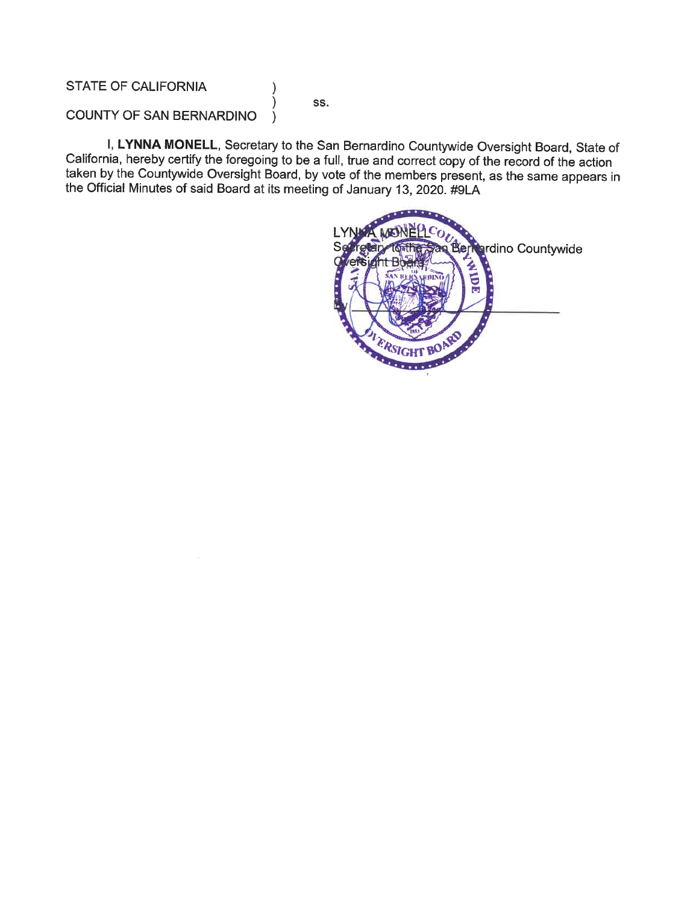STATE OF CALIFORNIA )
) ss.
COUNTY OF SAN BERNARDINO )

I, **LYNNA MONELL**, Secretary to the San Bernardino Countywide Oversight Board, State of California, hereby certify the foregoing to be a full, true and correct copy of the record of the action taken by the Countywide Oversight Board, by vote of the members present, as the same appears in the Official Minutes of said Board at its meeting of January 13, 2020. #9LA

LYNNA MONELL
Secretary to the San Bernardino Countywide Oversight Board

By ______________________________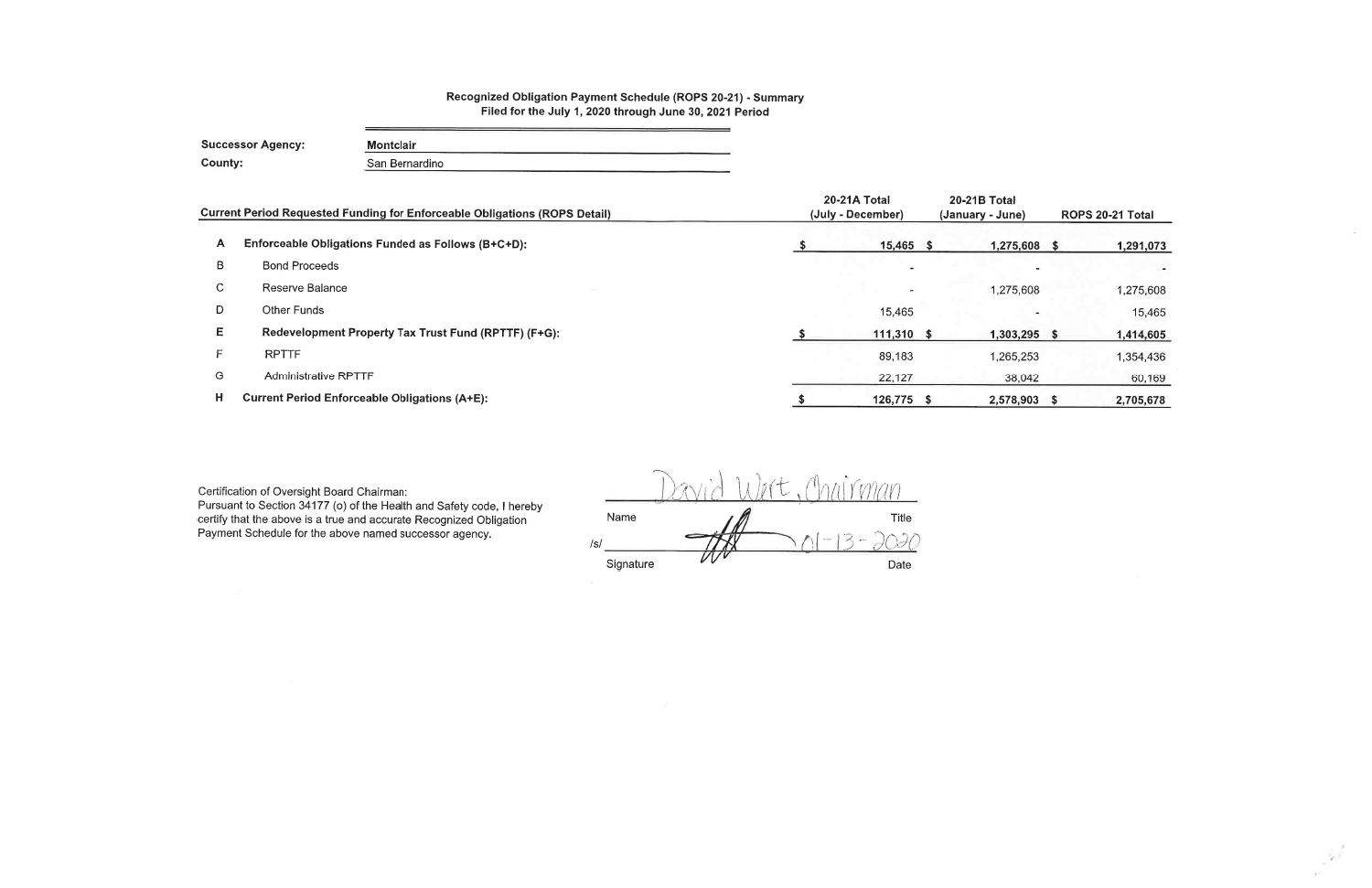**Recognized Obligation Payment Schedule (ROPS 20-21) - Summary**
**Filed for the July 1, 2020 through June 30, 2021 Period**

**Successor Agency:** Montclair
**County:** San Bernardino

| | Current Period Requested Funding for Enforceable Obligations (ROPS Detail) | 20-21A Total (July - December) | 20-21B Total (January - June) | ROPS 20-21 Total |
|---|---|---|---|---|
| A | **Enforceable Obligations Funded as Follows (B+C+D):** | $ 15,465 | $ 1,275,608 | $ 1,291,073 |
| B | Bond Proceeds | - | - | - |
| C | Reserve Balance | - | 1,275,608 | 1,275,608 |
| D | Other Funds | 15,465 | - | 15,465 |
| E | **Redevelopment Property Tax Trust Fund (RPTTF) (F+G):** | $ 111,310 | $ 1,303,295 | $ 1,414,605 |
| F | RPTTF | 89,183 | 1,265,253 | 1,354,436 |
| G | Administrative RPTTF | 22,127 | 38,042 | 60,169 |
| H | **Current Period Enforceable Obligations (A+E):** | $ 126,775 | $ 2,578,903 | $ 2,705,678 |

Certification of Oversight Board Chairman:
Pursuant to Section 34177 (o) of the Health and Safety code, I hereby certify that the above is a true and accurate Recognized Obligation Payment Schedule for the above named successor agency.

David Wert, Chairman

| Name | Title |
|---|---|
| /s/ [Signature] | 01-13-2020 |
| Signature | Date |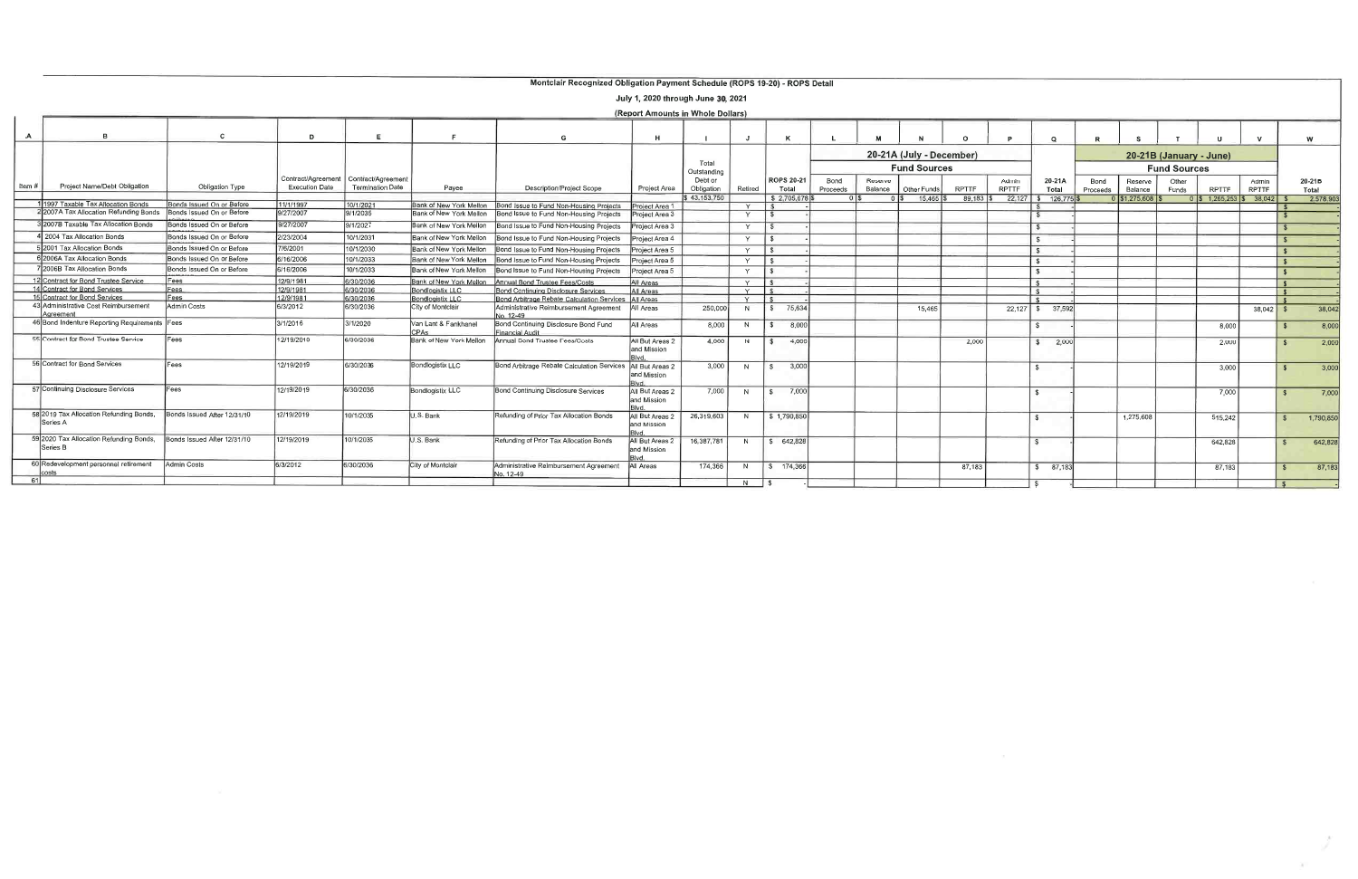# Montclair Recognized Obligation Payment Schedule (ROPS 19-20) - ROPS Detail

**July 1, 2020 through June 30, 2021**

**(Report Amounts in Whole Dollars)**

| A | B | C | D | E | F | G | H | I | J | K | L | M | N | O | P | Q | R | S | T | U | V | W |
|---|---|---|---|---|---|---|---|---|---|---|---|---|---|---|---|---|---|---|---|---|---|---|
| | | | | | | | | | | | 20-21A (July - December) | | | | | | 20-21B (January - June) | | | | | |
| | | | | | | | | | | | Fund Sources | | | | | | Fund Sources | | | | | |
| Item # | Project Name/Debt Obligation | Obligation Type | Contract/Agreement Execution Date | Contract/Agreement Termination Date | Payee | Description/Project Scope | Project Area | Total Outstanding Debt or Obligation | Retired | ROPS 20-21 Total | Bond Proceeds | Reserve Balance | Other Funds | RPTTF | Admin RPTTF | 20-21A Total | Bond Proceeds | Reserve Balance | Other Funds | RPTTF | Admin RPTTF | 20-21B Total |
| | | | | | | | | $ 43,153,750 | | $ 2,705,678 | $ 0 | $ 0 | $ 15,465 | $ 89,183 | $ 22,127 | $ 126,775 | $ 0 | $1,275,608 | $ 0 | $ 1,265,253 | $ 38,042 | $ 2,578,903 |
| 1 | 1997 Taxable Tax Allocation Bonds | Bonds Issued On or Before | 11/1/1997 | 10/1/2021 | Bank of New York Mellon | Bond Issue to Fund Non-Housing Projects | Project Area 1 | | Y | $ - | | | | | | $ - | | | | | | $ - |
| 2 | 2007A Tax Allocation Refunding Bonds | Bonds Issued On or Before | 9/27/2007 | 9/1/2035 | Bank of New York Mellon | Bond Issue to Fund Non-Housing Projects | Project Area 3 | | Y | $ - | | | | | | $ - | | | | | | $ - |
| 3 | 2007B Taxable Tax Allocation Bonds | Bonds Issued On or Before | 9/27/2007 | 9/1/2027 | Bank of New York Mellon | Bond Issue to Fund Non-Housing Projects | Project Area 3 | | Y | $ - | | | | | | $ - | | | | | | $ - |
| 4 | 2004 Tax Allocation Bonds | Bonds Issued On or Before | 2/23/2004 | 10/1/2031 | Bank of New York Mellon | Bond Issue to Fund Non-Housing Projects | Project Area 4 | | Y | $ - | | | | | | $ - | | | | | | $ - |
| 5 | 2001 Tax Allocation Bonds | Bonds Issued On or Before | 7/6/2001 | 10/1/2030 | Bank of New York Mellon | Bond Issue to Fund Non-Housing Projects | Project Area 5 | | Y | $ - | | | | | | $ - | | | | | | $ - |
| 6 | 2006A Tax Allocation Bonds | Bonds Issued On or Before | 6/16/2006 | 10/1/2033 | Bank of New York Mellon | Bond Issue to Fund Non-Housing Projects | Project Area 5 | | Y | $ - | | | | | | $ - | | | | | | $ - |
| 7 | 2006B Tax Allocation Bonds | Bonds Issued On or Before | 6/16/2006 | 10/1/2033 | Bank of New York Mellon | Bond Issue to Fund Non-Housing Projects | Project Area 5 | | Y | $ - | | | | | | $ - | | | | | | $ - |
| 12 | Contract for Bond Trustee Service | Fees | 12/9/1981 | 6/30/2036 | Bank of New York Mellon | Annual Bond Trustee Fees/Costs | All Areas | | Y | $ - | | | | | | $ - | | | | | | $ - |
| 14 | Contract for Bond Services | Fees | 12/9/1981 | 6/30/2036 | Bondlogistix LLC | Bond Continuing Disclosure Services | All Areas | | Y | $ - | | | | | | $ - | | | | | | $ - |
| 15 | Contract for Bond Services | Fees | 12/9/1981 | 6/30/2036 | Bondlogistix LLC | Bond Arbitrage Rebate Calculation Services | All Areas | | Y | $ - | | | | | | $ - | | | | | | $ - |
| 43 | Administrative Cost Reimbursement Agreement | Admin Costs | 6/3/2012 | 6/30/2036 | City of Montclair | Administrative Reimbursement Agreement No. 12-49 | All Areas | 250,000 | N | $ 75,634 | | | 15,465 | | 22,127 | $ 37,592 | | | | | 38,042 | $ 38,042 |
| 46 | Bond Indenture Reporting Requirements | Fees | 3/1/2016 | 3/1/2020 | Van Lant & Fankhanel CPAs | Bond Continuing Disclosure Bond Fund Financial Audit | All Areas | 8,000 | N | $ 8,000 | | | | | | $ - | | | | 8,000 | | $ 8,000 |
| 55 | Contract for Bond Trustee Service | Fees | 12/19/2019 | 6/30/2036 | Bank of New York Mellon | Annual Bond Trustee Fees/Costs | All But Areas 2 and Mission Blvd. | 4,000 | N | $ 4,000 | | | | 2,000 | | $ 2,000 | | | | 2,000 | | $ 2,000 |
| 56 | Contract for Bond Services | Fees | 12/19/2019 | 6/30/2036 | Bondlogistix LLC | Bond Arbitrage Rebate Calculation Services | All But Areas 2 and Mission Blvd. | 3,000 | N | $ 3,000 | | | | | | $ - | | | | 3,000 | | $ 3,000 |
| 57 | Continuing Disclosure Services | Fees | 12/19/2019 | 6/30/2036 | Bondlogistix LLC | Bond Continuing Disclosure Services | All But Areas 2 and Mission Blvd. | 7,000 | N | $ 7,000 | | | | | | $ - | | | | 7,000 | | $ 7,000 |
| 58 | 2019 Tax Allocation Refunding Bonds, Series A | Bonds Issued After 12/31/10 | 12/19/2019 | 10/1/2035 | U.S. Bank | Refunding of Prior Tax Allocation Bonds | All But Areas 2 and Mission Blvd. | 26,319,603 | N | $ 1,790,850 | | | | | | $ - | | 1,275,608 | | 515,242 | | $ 1,790,850 |
| 59 | 2020 Tax Allocation Refunding Bonds, Series B | Bonds Issued After 12/31/10 | 12/19/2019 | 10/1/2035 | U.S. Bank | Refunding of Prior Tax Allocation Bonds | All But Areas 2 and Mission Blvd. | 16,387,781 | N | $ 642,828 | | | | | | $ - | | | | 642,828 | | $ 642,828 |
| 60 | Redevelopment personnel retirement costs | Admin Costs | 6/3/2012 | 6/30/2036 | City of Montclair | Administrative Reimbursement Agreement No. 12-49 | All Areas | 174,366 | N | $ 174,366 | | | | 87,183 | | $ 87,183 | | | | 87,183 | | $ 87,183 |
| 61 | | | | | | | | | N | $ - | | | | | | $ - | | | | | | $ - |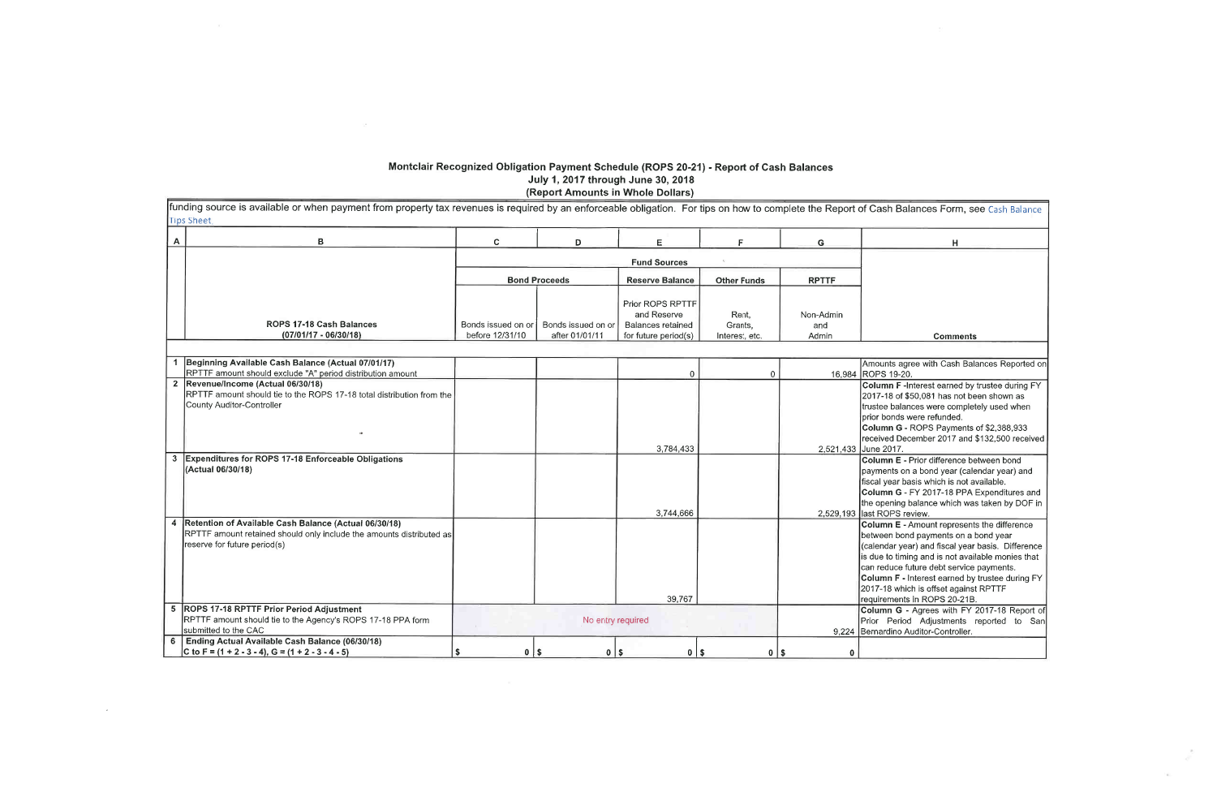# Montclair Recognized Obligation Payment Schedule (ROPS 20-21) - Report of Cash Balances

**July 1, 2017 through June 30, 2018**

**(Report Amounts in Whole Dollars)**

funding source is available or when payment from property tax revenues is required by an enforceable obligation. For tips on how to complete the Report of Cash Balances Form, see Cash Balance Tips Sheet.

| A | B | C | D | E | F | G | H |
|---|---|---|---|---|---|---|---|
| | | **Fund Sources** | | | | | |
| | | **Bond Proceeds** | | **Reserve Balance** | **Other Funds** | **RPTTF** | |
| | **ROPS 17-18 Cash Balances (07/01/17 - 06/30/18)** | Bonds issued on or before 12/31/10 | Bonds issued on or after 01/01/11 | Prior ROPS RPTTF and Reserve Balances retained for future period(s) | Rent, Grants, Interest, etc. | Non-Admin and Admin | **Comments** |
| 1 | **Beginning Available Cash Balance (Actual 07/01/17)** RPTTF amount should exclude "A" period distribution amount | | | 0 | 0 | 16,984 | Amounts agree with Cash Balances Reported on ROPS 19-20. |
| 2 | **Revenue/Income (Actual 06/30/18)** RPTTF amount should tie to the ROPS 17-18 total distribution from the County Auditor-Controller | | | 3,784,433 | | 2,521,433 | **Column F** -Interest earned by trustee during FY 2017-18 of $50,081 has not been shown as trustee balances were completely used when prior bonds were refunded. **Column G** - ROPS Payments of $2,388,933 received December 2017 and $132,500 received June 2017. |
| 3 | **Expenditures for ROPS 17-18 Enforceable Obligations (Actual 06/30/18)** | | | 3,744,666 | | 2,529,193 | **Column E** - Prior difference between bond payments on a bond year (calendar year) and fiscal year basis which is not available. **Column G** - FY 2017-18 PPA Expenditures and the opening balance which was taken by DOF in last ROPS review. |
| 4 | **Retention of Available Cash Balance (Actual 06/30/18)** RPTTF amount retained should only include the amounts distributed as reserve for future period(s) | | | 39,767 | | | **Column E** - Amount represents the difference between bond payments on a bond year (calendar year) and fiscal year basis. Difference is due to timing and is not available monies that can reduce future debt service payments. **Column F** - Interest earned by trustee during FY 2017-18 which is offset against RPTTF requirements in ROPS 20-21B. |
| 5 | **ROPS 17-18 RPTTF Prior Period Adjustment** RPTTF amount should tie to the Agency's ROPS 17-18 PPA form submitted to the CAC | No entry required | | | | 9,224 | **Column G** - Agrees with FY 2017-18 Report of Prior Period Adjustments reported to San Bernardino Auditor-Controller. |
| 6 | **Ending Actual Available Cash Balance (06/30/18)** C to F = (1 + 2 - 3 - 4), G = (1 + 2 - 3 - 4 - 5) | $ 0 | $ 0 | $ 0 | $ 0 | $ 0 | |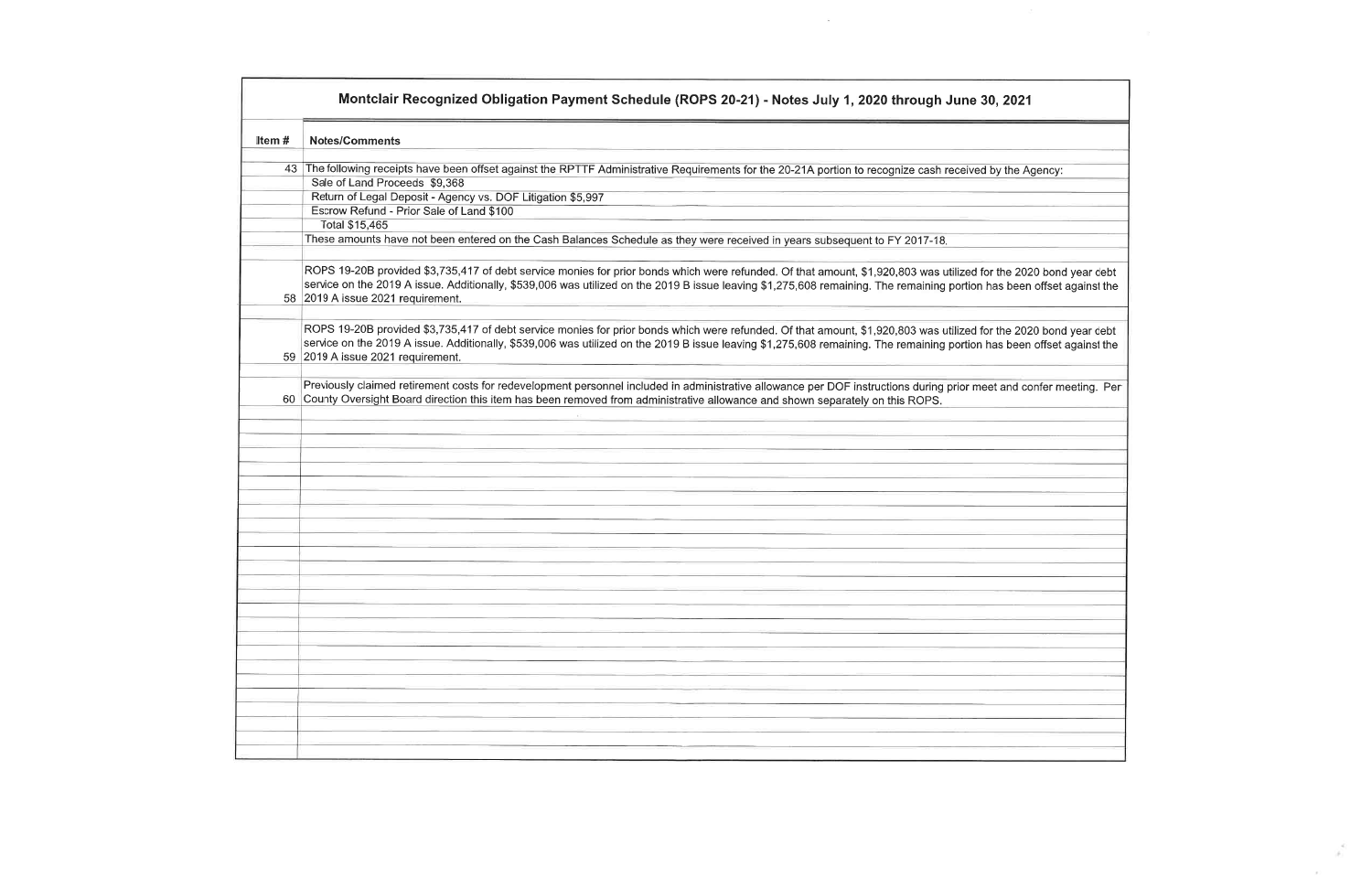# Montclair Recognized Obligation Payment Schedule (ROPS 20-21) - Notes July 1, 2020 through June 30, 2021

| Item # | Notes/Comments |
|---|---|
| 43 | The following receipts have been offset against the RPTTF Administrative Requirements for the 20-21A portion to recognize cash received by the Agency: |
| | Sale of Land Proceeds $9,368 |
| | Return of Legal Deposit - Agency vs. DOF Litigation $5,997 |
| | Escrow Refund - Prior Sale of Land $100 |
| | Total $15,465 |
| | These amounts have not been entered on the Cash Balances Schedule as they were received in years subsequent to FY 2017-18. |
| 58 | ROPS 19-20B provided $3,735,417 of debt service monies for prior bonds which were refunded. Of that amount, $1,920,803 was utilized for the 2020 bond year debt service on the 2019 A issue. Additionally, $539,006 was utilized on the 2019 B issue leaving $1,275,608 remaining. The remaining portion has been offset against the 2019 A issue 2021 requirement. |
| 59 | ROPS 19-20B provided $3,735,417 of debt service monies for prior bonds which were refunded. Of that amount, $1,920,803 was utilized for the 2020 bond year debt service on the 2019 A issue. Additionally, $539,006 was utilized on the 2019 B issue leaving $1,275,608 remaining. The remaining portion has been offset against the 2019 A issue 2021 requirement. |
| 60 | Previously claimed retirement costs for redevelopment personnel included in administrative allowance per DOF instructions during prior meet and confer meeting. Per County Oversight Board direction this item has been removed from administrative allowance and shown separately on this ROPS. |